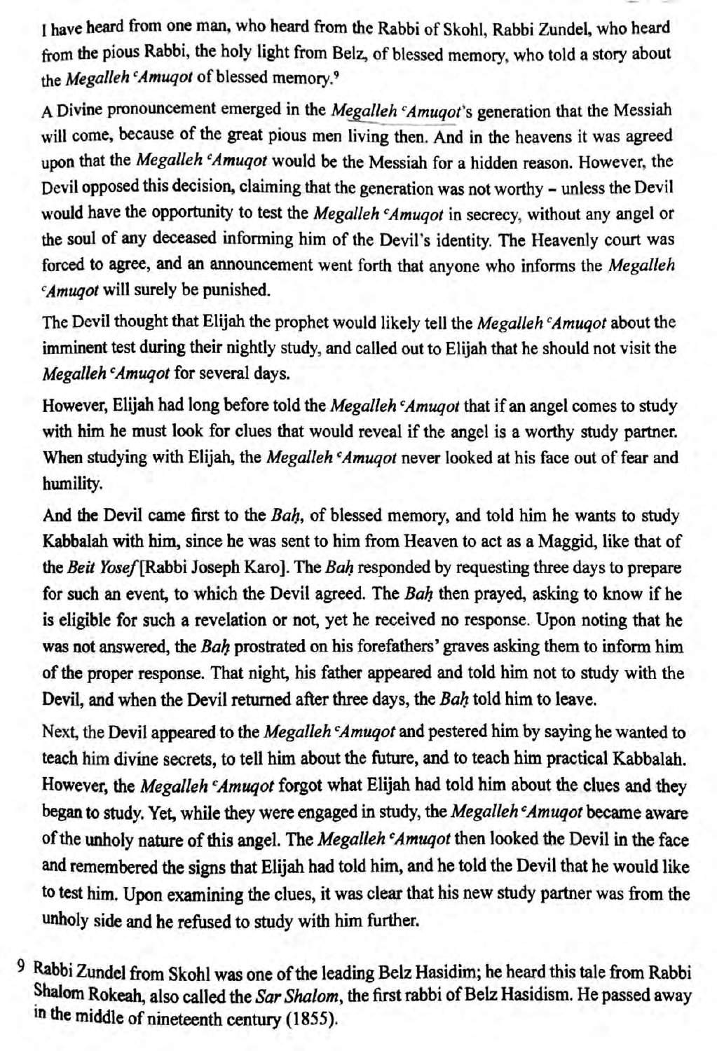I have heard from one man, who heard from the Rabbi of Skohl, Rabbi Zundel, who heard from the pious Rabbi, the holy light from Belz, of blessed memory, who told a story about the *Megalleh ʿAmuqot* of blessed memory.[9]

A Divine pronouncement emerged in the *Megalleh ʿAmuqot*'s generation that the Messiah will come, because of the great pious men living then. And in the heavens it was agreed upon that the *Megalleh ʿAmuqot* would be the Messiah for a hidden reason. However, the Devil opposed this decision, claiming that the generation was not worthy – unless the Devil would have the opportunity to test the *Megalleh ʿAmuqot* in secrecy, without any angel or the soul of any deceased informing him of the Devil's identity. The Heavenly court was forced to agree, and an announcement went forth that anyone who informs the *Megalleh ʿAmuqot* will surely be punished.

The Devil thought that Elijah the prophet would likely tell the *Megalleh ʿAmuqot* about the imminent test during their nightly study, and called out to Elijah that he should not visit the *Megalleh ʿAmuqot* for several days.

However, Elijah had long before told the *Megalleh ʿAmuqot* that if an angel comes to study with him he must look for clues that would reveal if the angel is a worthy study partner. When studying with Elijah, the *Megalleh ʿAmuqot* never looked at his face out of fear and humility.

And the Devil came first to the *Baḥ*, of blessed memory, and told him he wants to study Kabbalah with him, since he was sent to him from Heaven to act as a Maggid, like that of the *Beit Yosef* [Rabbi Joseph Karo]. The *Baḥ* responded by requesting three days to prepare for such an event, to which the Devil agreed. The *Baḥ* then prayed, asking to know if he is eligible for such a revelation or not, yet he received no response. Upon noting that he was not answered, the *Baḥ* prostrated on his forefathers' graves asking them to inform him of the proper response. That night, his father appeared and told him not to study with the Devil, and when the Devil returned after three days, the *Baḥ* told him to leave.

Next, the Devil appeared to the *Megalleh ʿAmuqot* and pestered him by saying he wanted to teach him divine secrets, to tell him about the future, and to teach him practical Kabbalah. However, the *Megalleh ʿAmuqot* forgot what Elijah had told him about the clues and they began to study. Yet, while they were engaged in study, the *Megalleh ʿAmuqot* became aware of the unholy nature of this angel. The *Megalleh ʿAmuqot* then looked the Devil in the face and remembered the signs that Elijah had told him, and he told the Devil that he would like to test him. Upon examining the clues, it was clear that his new study partner was from the unholy side and he refused to study with him further.

[9] Rabbi Zundel from Skohl was one of the leading Belz Hasidim; he heard this tale from Rabbi Shalom Rokeah, also called the *Sar Shalom*, the first rabbi of Belz Hasidism. He passed away in the middle of nineteenth century (1855).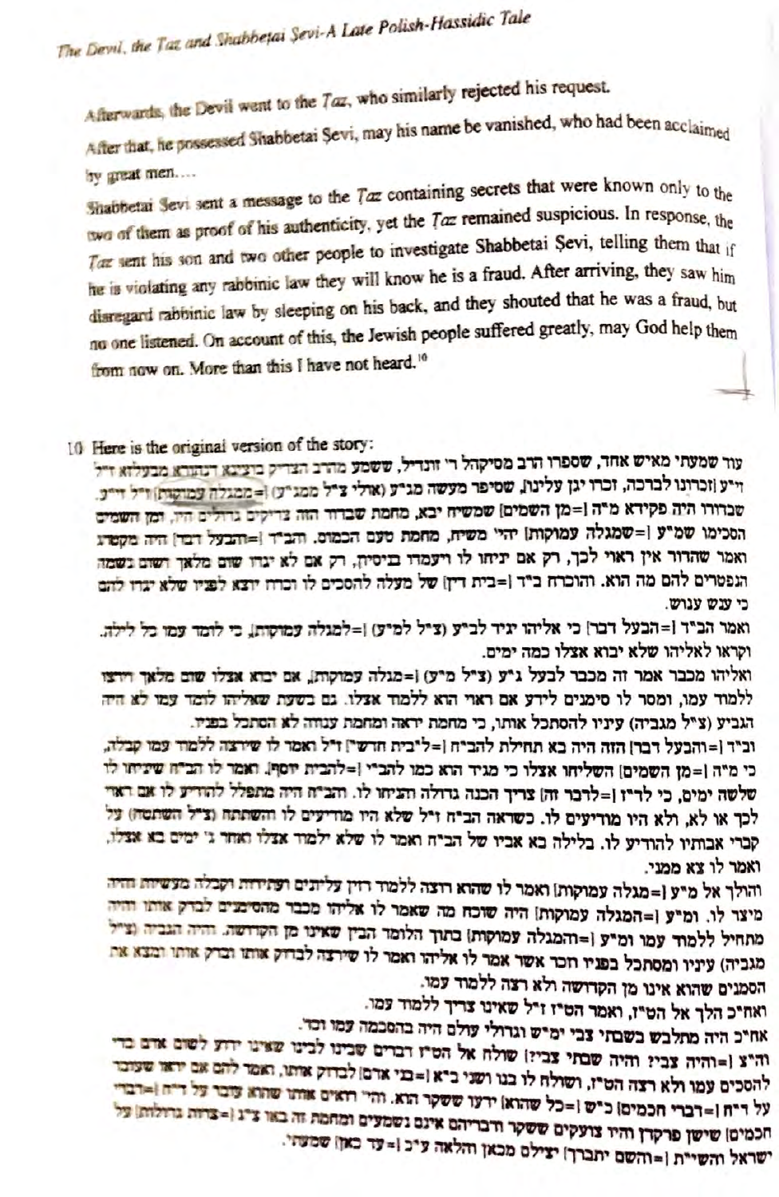Afterwards, the Devil went to the *Taz*, who similarly rejected his request.

After that, he possessed Shabbetai Ṣevi, may his name be vanished, who had been acclaimed by great men....

Shabbetai Ṣevi sent a message to the *Taz* containing secrets that were known only to the two of them as proof of his authenticity, yet the *Taz* remained suspicious. In response, the *Taz* sent his son and two other people to investigate Shabbetai Ṣevi, telling them that if he is violating any rabbinic law they will know he is a fraud. After arriving, they saw him disregard rabbinic law by sleeping on his back, and they shouted that he was a fraud, but no one listened. On account of this, the Jewish people suffered greatly, may God help them from now on. More than this I have not heard.[10]

10 Here is the original version of the story:

עוד שמעתי מאיש אחד, שספרו הרב מסיקהל ר׳ זונדיל, ששמע מהרב הצדיק בוצינא דנהורא מבעלזא ז״ל זי״ע [וזכרונו לברכה, זכרו יגן עלינו], שסיפר מעשה מג״ע (אולי צ״ל ממג״ע) [=ממגלה עמוקות] ז״ל זי״ע. שבדורו היה פקידא מ״ה [=מן השמים] שמשיח יבא, מחמת שבדור הזה צדיקים גדולים היו, ומן השמים הסכימו שמ״ע [=שמגלה עמוקות] יהי׳ משיח, מחמת טעם הכמוס. הבע״ד [=הבעל דבר] היה מקטרג ואמר שהדור אין ראוי לכך, רק אם יתנו לו ויעמדו בניסיון, רק אם לא יגדו שום מלאך ושום נשמה הנפטרים להם מה הוא. והוכרח ב״ד [=בית דין] של מעלה להסכים לו וכרוז יוצא לפניו שלא יגדו להם כי עפש ענוש.

ואמר הבע״ד [=הבעל דבר] כי אליהו יגיד לב״ע (צ״ל למ״ע) [=למגלה עמוקות], כי לומד עמו כל לילה. וקראו לאליהו שלא יבוא אצלו כמה ימים.

ואליהו מכבר אמר זה מכבר לבעל ג״ע (צ״ל מ״ע) [=מגלה עמוקות], אם יבוא אצלו שום מלאך וירצו ללמוד עמו, ומסר לו סימנים לידע אם ראוי הוא ללמוד אצלו. גם בשעת שאליהו לומד עמו לא היה הגביע (צ״ל מגביה) עיניו להסתכל אותו, כי מחמת יראה ומחמת ענוה לא הסתכל בפניו.

וב״ד [=והבעל דבר] הזה היה בא תחילת להב״ח [=ל״בית חדש״] ז״ל ואמר לו שירצה ללמוד עמו קבלה, כי מ״ה [=מן השמים] השליחו אצלו כי מגיד הוא כמו להבי״ [=להבית יוסף]. ואמר לו הב״ח שיתנו לו שלשה ימים, כי לדין [=לדבר זה] צריך הכנה גדולה והניחו לו. והב״ח היה מתפלל להודיע לו אם ראוי לכך או לא, ולא היו מודיעים לו. כשראה הב״ח ז״ל שלא היו מודיעים לו והשתחח (צ״ל השתטח) על קברי אבותיו להודיע לו. בלילה בא אביו של הב״ח ואמר לו שלא ילמוד אצלו ואחר ג׳ ימים בא אצלו, ואמר לו צא ממני.

והולך אל מ״ע [=מגלה עמוקות] ואמר לו שהוא רוצה ללמוד רזין עליונים ועתירות וקבלה מעשיות והיה מיצד לו. ומ״ע [=המגלה עמוקות] היה שוכח מה שאמר לו אליהו מכבר מהסימנים לבדק אותו והיה מתחיל ללמוד עמו ומ״ע [=והמגלה עמוקות] בתוך הלומד הבין שאינו מן הקדושה. והיה הגביה (צ״ל מגביה) עיניו ומסתכל בפניו חכר אשר אמר לו אליהו ואמר לו שירצה לבדק אותו ובדק אותו ומבצא את הסמנים שהוא אינו מן הקדושה ולא רצה ללמוד עמו.

ואח״כ הלך אל הט״ז, ואמר הט״ז ז״ל שאינו צריך ללמוד עמו.

אח״כ היה מתלבש בשבתי צבי ימ״ש וגדולי עולם היה בהסכמה עמו וכו׳.

וה״צ [=והיה צבי] והיה שבתי צבי] שולח אל הט״ז דברים שבינו לבינו שאינו ידע לשום אדם בדי להסכים עמו ולא רצה הט״ז, ושלח לו בנו ושני ב״א [=בני אדם] לבדק אותו, ואמר להם אם יראו שעובר על ד״ח [=דברי חכמים] כ״ש [=כל שהוא] ידעו ששקר הוא. והי׳ רואים אותו שהוא עובר על ד״ח [=דברי חכמים] שישן פרקדן והיו צועקים ששקר הדבריהם אינם נשמעים ומחמת זה באו צ״ג [=צרות גדולות] על ישראל והשי״ת [=והשם יתברך] יצילם מכאן והלאה ע״כ [=עד כאן] שמעתי.